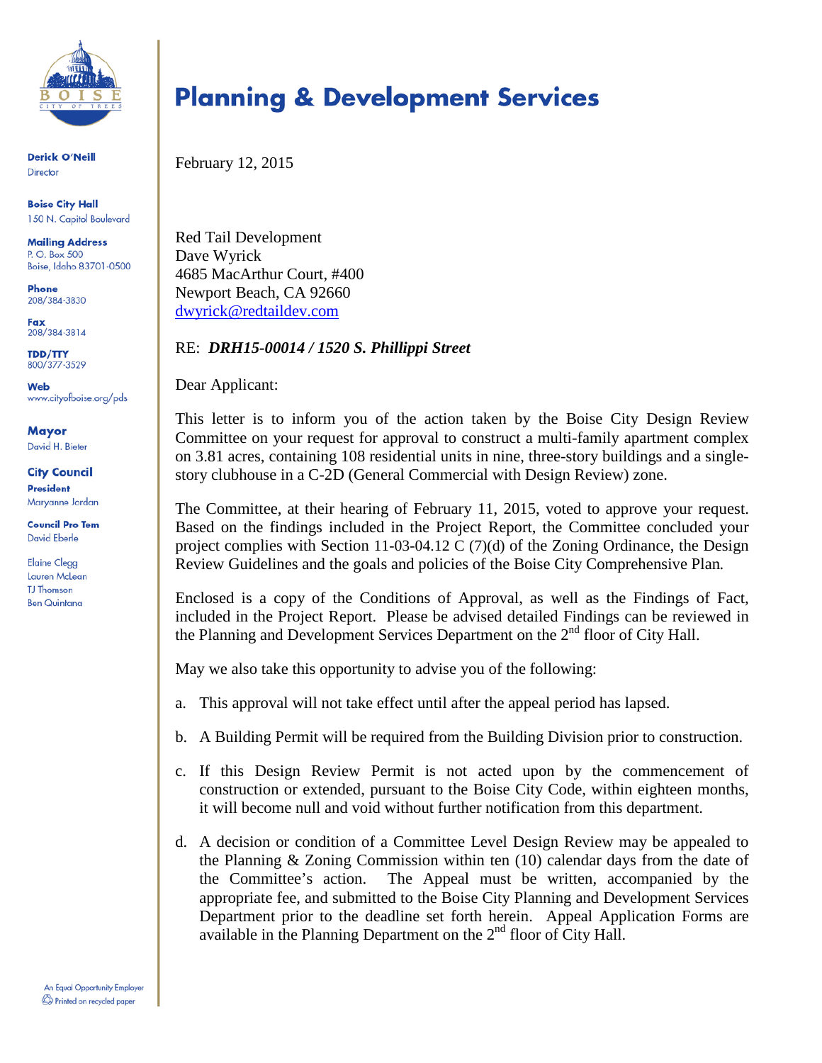Derick O'Neill
Director

**Boise City Hall**
150 N. Capitol Boulevard

**Mailing Address**
P. O. Box 500
Boise, Idaho 83701-0500

**Phone**
208/384-3830

**Fax**
208/384-3814

**TDD/TTY**
800/377-3529

**Web**
www.cityofboise.org/pds

**Mayor**
David H. Bieter

**City Council**
**President**
Maryanne Jordan

**Council Pro Tem**
David Eberle

Elaine Clegg
Lauren McLean
TJ Thomson
Ben Quintana

An Equal Opportunity Employer
Printed on recycled paper

# Planning & Development Services

February 12, 2015

Red Tail Development
Dave Wyrick
4685 MacArthur Court, #400
Newport Beach, CA 92660
dwyrick@redtaildev.com

RE: ***DRH15-00014 / 1520 S. Phillippi Street***

Dear Applicant:

This letter is to inform you of the action taken by the Boise City Design Review Committee on your request for approval to construct a multi-family apartment complex on 3.81 acres, containing 108 residential units in nine, three-story buildings and a single-story clubhouse in a C-2D (General Commercial with Design Review) zone.

The Committee, at their hearing of February 11, 2015, voted to approve your request. Based on the findings included in the Project Report, the Committee concluded your project complies with Section 11-03-04.12 C (7)(d) of the Zoning Ordinance, the Design Review Guidelines and the goals and policies of the Boise City Comprehensive Plan.

Enclosed is a copy of the Conditions of Approval, as well as the Findings of Fact, included in the Project Report. Please be advised detailed Findings can be reviewed in the Planning and Development Services Department on the 2nd floor of City Hall.

May we also take this opportunity to advise you of the following:

a. This approval will not take effect until after the appeal period has lapsed.

b. A Building Permit will be required from the Building Division prior to construction.

c. If this Design Review Permit is not acted upon by the commencement of construction or extended, pursuant to the Boise City Code, within eighteen months, it will become null and void without further notification from this department.

d. A decision or condition of a Committee Level Design Review may be appealed to the Planning & Zoning Commission within ten (10) calendar days from the date of the Committee's action. The Appeal must be written, accompanied by the appropriate fee, and submitted to the Boise City Planning and Development Services Department prior to the deadline set forth herein. Appeal Application Forms are available in the Planning Department on the 2nd floor of City Hall.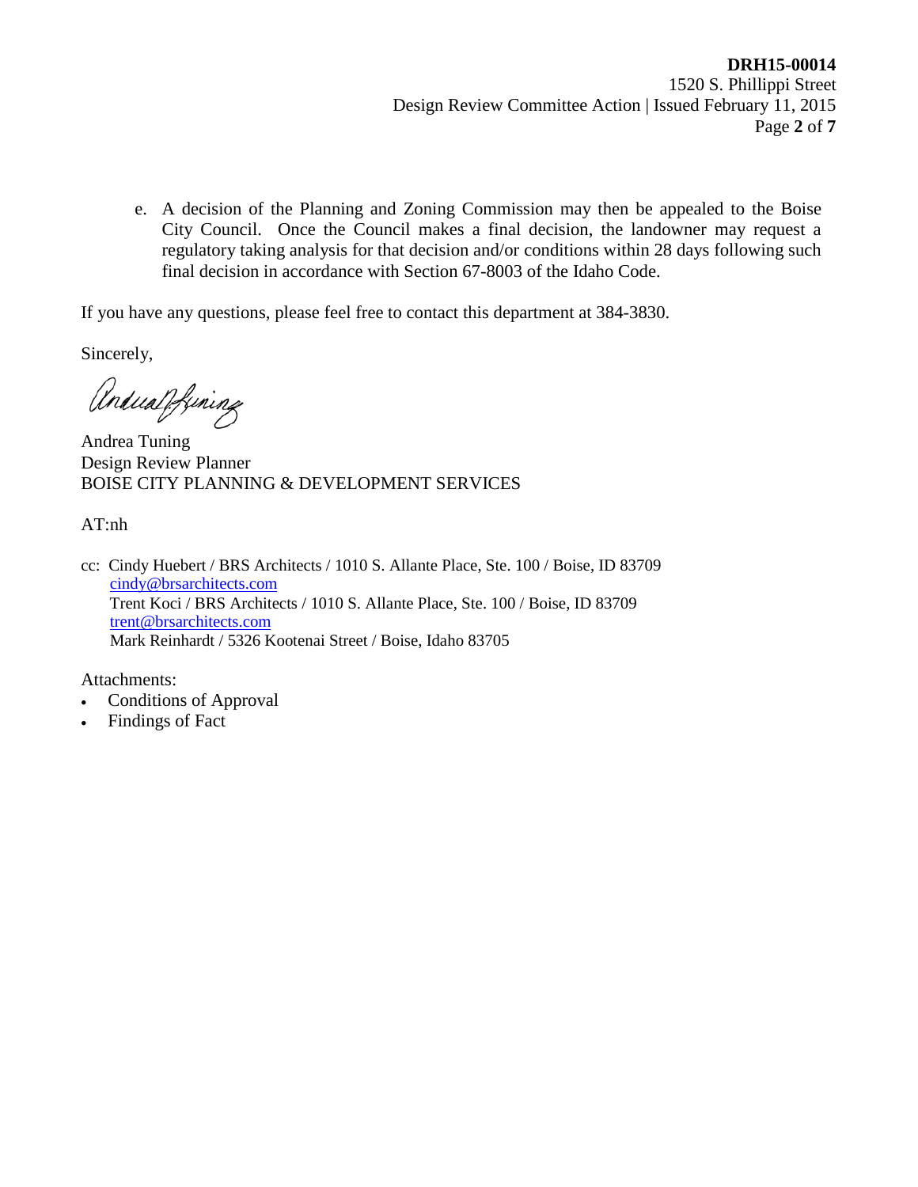e. A decision of the Planning and Zoning Commission may then be appealed to the Boise City Council. Once the Council makes a final decision, the landowner may request a regulatory taking analysis for that decision and/or conditions within 28 days following such final decision in accordance with Section 67-8003 of the Idaho Code.

If you have any questions, please feel free to contact this department at 384-3830.

Sincerely,

Andrea Tuning
Design Review Planner
BOISE CITY PLANNING & DEVELOPMENT SERVICES

AT:nh

cc: Cindy Huebert / BRS Architects / 1010 S. Allante Place, Ste. 100 / Boise, ID 83709
cindy@brsarchitects.com
Trent Koci / BRS Architects / 1010 S. Allante Place, Ste. 100 / Boise, ID 83709
trent@brsarchitects.com
Mark Reinhardt / 5326 Kootenai Street / Boise, Idaho 83705

Attachments:

- Conditions of Approval
- Findings of Fact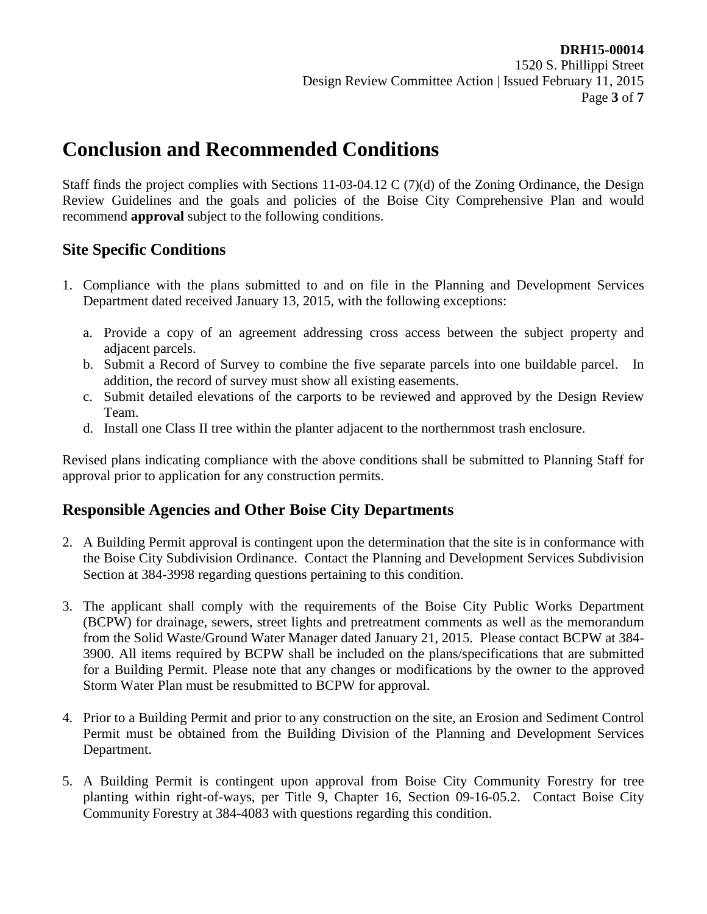# Conclusion and Recommended Conditions

Staff finds the project complies with Sections 11-03-04.12 C (7)(d) of the Zoning Ordinance, the Design Review Guidelines and the goals and policies of the Boise City Comprehensive Plan and would recommend **approval** subject to the following conditions.

## Site Specific Conditions

1. Compliance with the plans submitted to and on file in the Planning and Development Services Department dated received January 13, 2015, with the following exceptions:

   a. Provide a copy of an agreement addressing cross access between the subject property and adjacent parcels.

   b. Submit a Record of Survey to combine the five separate parcels into one buildable parcel. In addition, the record of survey must show all existing easements.

   c. Submit detailed elevations of the carports to be reviewed and approved by the Design Review Team.

   d. Install one Class II tree within the planter adjacent to the northernmost trash enclosure.

Revised plans indicating compliance with the above conditions shall be submitted to Planning Staff for approval prior to application for any construction permits.

## Responsible Agencies and Other Boise City Departments

2. A Building Permit approval is contingent upon the determination that the site is in conformance with the Boise City Subdivision Ordinance. Contact the Planning and Development Services Subdivision Section at 384-3998 regarding questions pertaining to this condition.

3. The applicant shall comply with the requirements of the Boise City Public Works Department (BCPW) for drainage, sewers, street lights and pretreatment comments as well as the memorandum from the Solid Waste/Ground Water Manager dated January 21, 2015. Please contact BCPW at 384-3900. All items required by BCPW shall be included on the plans/specifications that are submitted for a Building Permit. Please note that any changes or modifications by the owner to the approved Storm Water Plan must be resubmitted to BCPW for approval.

4. Prior to a Building Permit and prior to any construction on the site, an Erosion and Sediment Control Permit must be obtained from the Building Division of the Planning and Development Services Department.

5. A Building Permit is contingent upon approval from Boise City Community Forestry for tree planting within right-of-ways, per Title 9, Chapter 16, Section 09-16-05.2. Contact Boise City Community Forestry at 384-4083 with questions regarding this condition.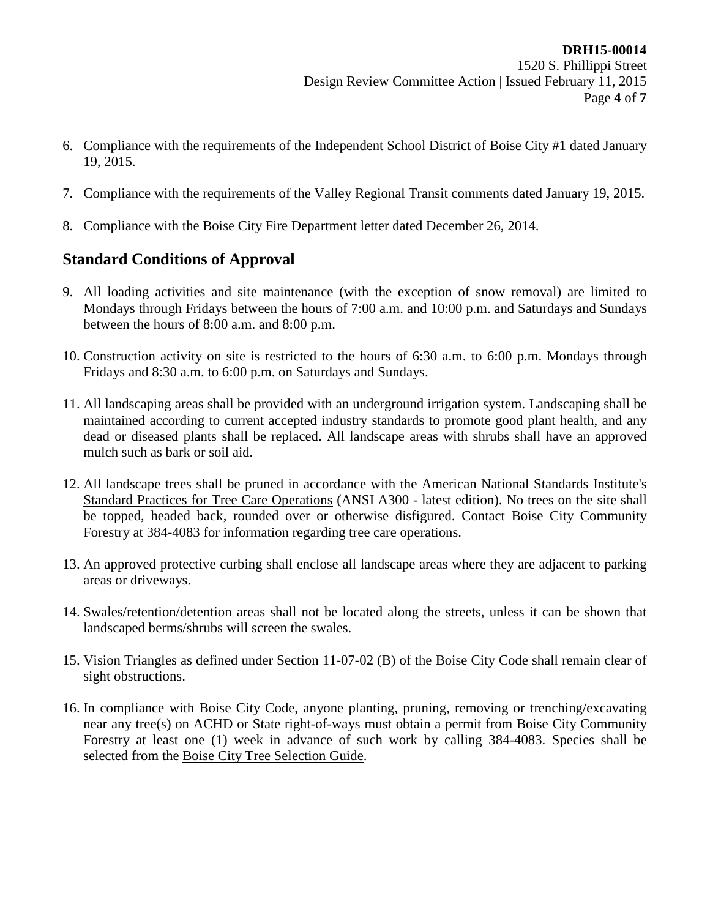6. Compliance with the requirements of the Independent School District of Boise City #1 dated January 19, 2015.

7. Compliance with the requirements of the Valley Regional Transit comments dated January 19, 2015.

8. Compliance with the Boise City Fire Department letter dated December 26, 2014.

## Standard Conditions of Approval

9. All loading activities and site maintenance (with the exception of snow removal) are limited to Mondays through Fridays between the hours of 7:00 a.m. and 10:00 p.m. and Saturdays and Sundays between the hours of 8:00 a.m. and 8:00 p.m.

10. Construction activity on site is restricted to the hours of 6:30 a.m. to 6:00 p.m. Mondays through Fridays and 8:30 a.m. to 6:00 p.m. on Saturdays and Sundays.

11. All landscaping areas shall be provided with an underground irrigation system. Landscaping shall be maintained according to current accepted industry standards to promote good plant health, and any dead or diseased plants shall be replaced. All landscape areas with shrubs shall have an approved mulch such as bark or soil aid.

12. All landscape trees shall be pruned in accordance with the American National Standards Institute's Standard Practices for Tree Care Operations (ANSI A300 - latest edition). No trees on the site shall be topped, headed back, rounded over or otherwise disfigured. Contact Boise City Community Forestry at 384-4083 for information regarding tree care operations.

13. An approved protective curbing shall enclose all landscape areas where they are adjacent to parking areas or driveways.

14. Swales/retention/detention areas shall not be located along the streets, unless it can be shown that landscaped berms/shrubs will screen the swales.

15. Vision Triangles as defined under Section 11-07-02 (B) of the Boise City Code shall remain clear of sight obstructions.

16. In compliance with Boise City Code, anyone planting, pruning, removing or trenching/excavating near any tree(s) on ACHD or State right-of-ways must obtain a permit from Boise City Community Forestry at least one (1) week in advance of such work by calling 384-4083. Species shall be selected from the Boise City Tree Selection Guide.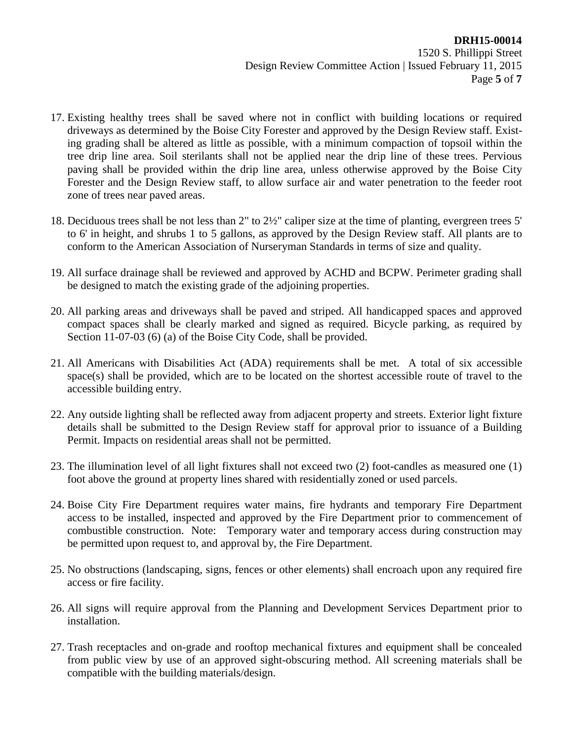17. Existing healthy trees shall be saved where not in conflict with building locations or required driveways as determined by the Boise City Forester and approved by the Design Review staff. Existing grading shall be altered as little as possible, with a minimum compaction of topsoil within the tree drip line area. Soil sterilants shall not be applied near the drip line of these trees. Pervious paving shall be provided within the drip line area, unless otherwise approved by the Boise City Forester and the Design Review staff, to allow surface air and water penetration to the feeder root zone of trees near paved areas.

18. Deciduous trees shall be not less than 2" to 2½" caliper size at the time of planting, evergreen trees 5' to 6' in height, and shrubs 1 to 5 gallons, as approved by the Design Review staff. All plants are to conform to the American Association of Nurseryman Standards in terms of size and quality.

19. All surface drainage shall be reviewed and approved by ACHD and BCPW. Perimeter grading shall be designed to match the existing grade of the adjoining properties.

20. All parking areas and driveways shall be paved and striped. All handicapped spaces and approved compact spaces shall be clearly marked and signed as required. Bicycle parking, as required by Section 11-07-03 (6) (a) of the Boise City Code, shall be provided.

21. All Americans with Disabilities Act (ADA) requirements shall be met. A total of six accessible space(s) shall be provided, which are to be located on the shortest accessible route of travel to the accessible building entry.

22. Any outside lighting shall be reflected away from adjacent property and streets. Exterior light fixture details shall be submitted to the Design Review staff for approval prior to issuance of a Building Permit. Impacts on residential areas shall not be permitted.

23. The illumination level of all light fixtures shall not exceed two (2) foot-candles as measured one (1) foot above the ground at property lines shared with residentially zoned or used parcels.

24. Boise City Fire Department requires water mains, fire hydrants and temporary Fire Department access to be installed, inspected and approved by the Fire Department prior to commencement of combustible construction. Note: Temporary water and temporary access during construction may be permitted upon request to, and approval by, the Fire Department.

25. No obstructions (landscaping, signs, fences or other elements) shall encroach upon any required fire access or fire facility.

26. All signs will require approval from the Planning and Development Services Department prior to installation.

27. Trash receptacles and on-grade and rooftop mechanical fixtures and equipment shall be concealed from public view by use of an approved sight-obscuring method. All screening materials shall be compatible with the building materials/design.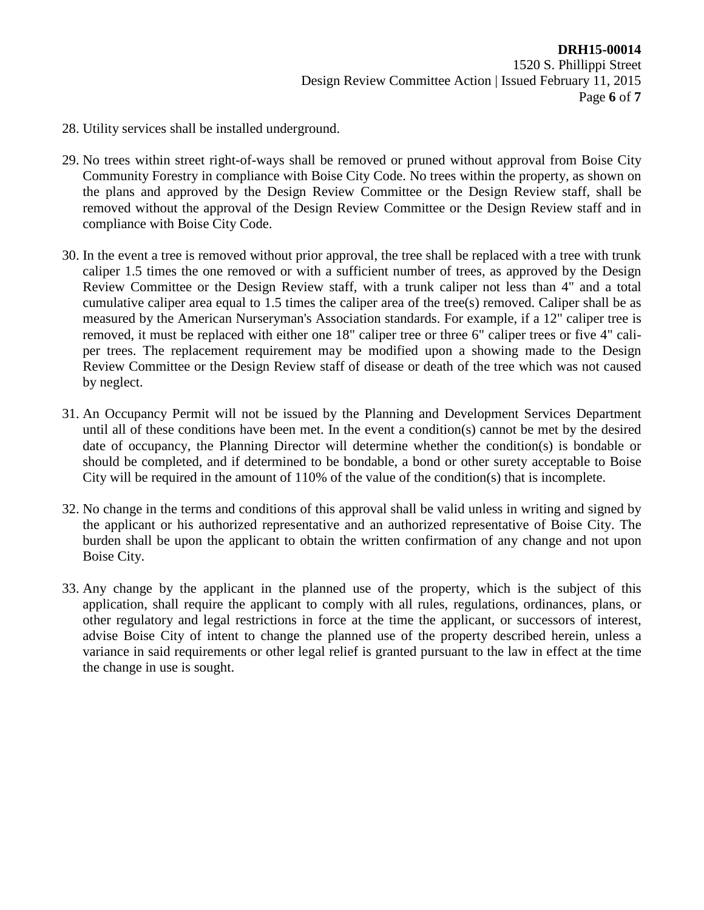28. Utility services shall be installed underground.

29. No trees within street right-of-ways shall be removed or pruned without approval from Boise City Community Forestry in compliance with Boise City Code. No trees within the property, as shown on the plans and approved by the Design Review Committee or the Design Review staff, shall be removed without the approval of the Design Review Committee or the Design Review staff and in compliance with Boise City Code.

30. In the event a tree is removed without prior approval, the tree shall be replaced with a tree with trunk caliper 1.5 times the one removed or with a sufficient number of trees, as approved by the Design Review Committee or the Design Review staff, with a trunk caliper not less than 4" and a total cumulative caliper area equal to 1.5 times the caliper area of the tree(s) removed. Caliper shall be as measured by the American Nurseryman's Association standards. For example, if a 12" caliper tree is removed, it must be replaced with either one 18" caliper tree or three 6" caliper trees or five 4" caliper trees. The replacement requirement may be modified upon a showing made to the Design Review Committee or the Design Review staff of disease or death of the tree which was not caused by neglect.

31. An Occupancy Permit will not be issued by the Planning and Development Services Department until all of these conditions have been met. In the event a condition(s) cannot be met by the desired date of occupancy, the Planning Director will determine whether the condition(s) is bondable or should be completed, and if determined to be bondable, a bond or other surety acceptable to Boise City will be required in the amount of 110% of the value of the condition(s) that is incomplete.

32. No change in the terms and conditions of this approval shall be valid unless in writing and signed by the applicant or his authorized representative and an authorized representative of Boise City. The burden shall be upon the applicant to obtain the written confirmation of any change and not upon Boise City.

33. Any change by the applicant in the planned use of the property, which is the subject of this application, shall require the applicant to comply with all rules, regulations, ordinances, plans, or other regulatory and legal restrictions in force at the time the applicant, or successors of interest, advise Boise City of intent to change the planned use of the property described herein, unless a variance in said requirements or other legal relief is granted pursuant to the law in effect at the time the change in use is sought.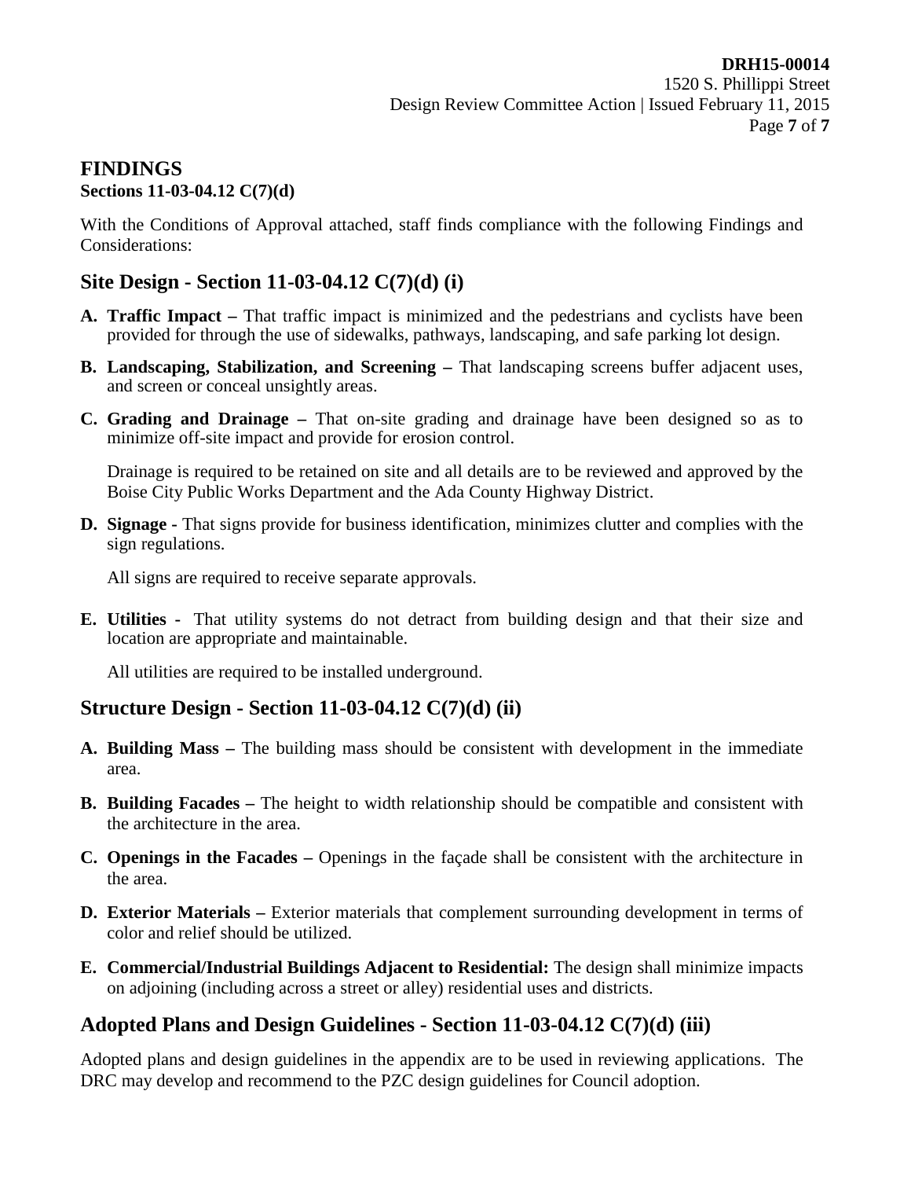# FINDINGS

**Sections 11-03-04.12 C(7)(d)**

With the Conditions of Approval attached, staff finds compliance with the following Findings and Considerations:

## Site Design - Section 11-03-04.12 C(7)(d) (i)

**A. Traffic Impact –** That traffic impact is minimized and the pedestrians and cyclists have been provided for through the use of sidewalks, pathways, landscaping, and safe parking lot design.

**B. Landscaping, Stabilization, and Screening –** That landscaping screens buffer adjacent uses, and screen or conceal unsightly areas.

**C. Grading and Drainage –** That on-site grading and drainage have been designed so as to minimize off-site impact and provide for erosion control.

Drainage is required to be retained on site and all details are to be reviewed and approved by the Boise City Public Works Department and the Ada County Highway District.

**D. Signage -** That signs provide for business identification, minimizes clutter and complies with the sign regulations.

All signs are required to receive separate approvals.

**E. Utilities -** That utility systems do not detract from building design and that their size and location are appropriate and maintainable.

All utilities are required to be installed underground.

## Structure Design - Section 11-03-04.12 C(7)(d) (ii)

**A. Building Mass –** The building mass should be consistent with development in the immediate area.

**B. Building Facades –** The height to width relationship should be compatible and consistent with the architecture in the area.

**C. Openings in the Facades –** Openings in the façade shall be consistent with the architecture in the area.

**D. Exterior Materials –** Exterior materials that complement surrounding development in terms of color and relief should be utilized.

**E. Commercial/Industrial Buildings Adjacent to Residential:** The design shall minimize impacts on adjoining (including across a street or alley) residential uses and districts.

## Adopted Plans and Design Guidelines - Section 11-03-04.12 C(7)(d) (iii)

Adopted plans and design guidelines in the appendix are to be used in reviewing applications. The DRC may develop and recommend to the PZC design guidelines for Council adoption.